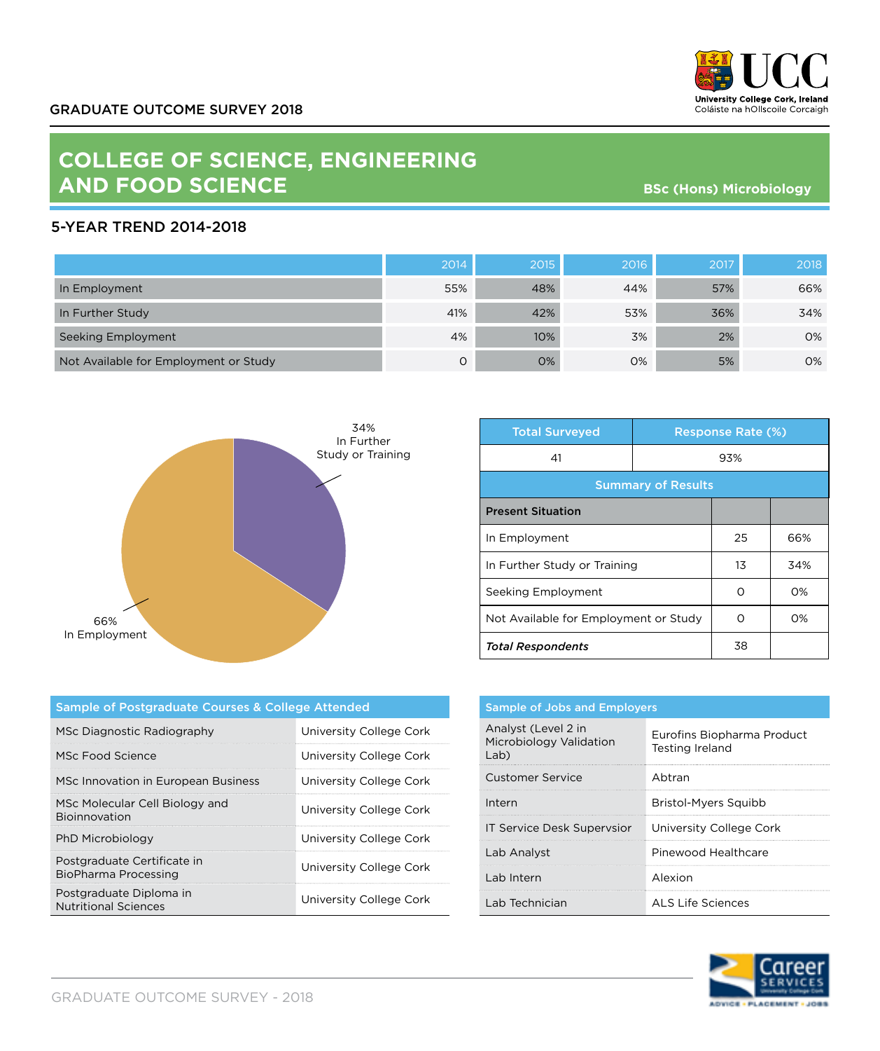GRADUATE OUTCOME SURVEY 2018

# COLLEGE OF SCIENCE, ENGINEERING AND FOOD SCIENCE

**BSc (Hons) Microbiology**

## 5-YEAR TREND 2014-2018

| | 2014 | 2015 | 2016 | 2017 | 2018 |
|---|---|---|---|---|---|
| In Employment | 55% | 48% | 44% | 57% | 66% |
| In Further Study | 41% | 42% | 53% | 36% | 34% |
| Seeking Employment | 4% | 10% | 3% | 2% | 0% |
| Not Available for Employment or Study | 0 | 0% | 0% | 5% | 0% |

34% In Further Study or Training

66% In Employment

| Total Surveyed | Response Rate (%) |
|---|---|
| 41 | 93% |

**Summary of Results**

| Present Situation | | |
|---|---|---|
| In Employment | 25 | 66% |
| In Further Study or Training | 13 | 34% |
| Seeking Employment | 0 | 0% |
| Not Available for Employment or Study | 0 | 0% |
| ***Total Respondents*** | 38 | |

| Sample of Postgraduate Courses & College Attended | |
|---|---|
| MSc Diagnostic Radiography | University College Cork |
| MSc Food Science | University College Cork |
| MSc Innovation in European Business | University College Cork |
| MSc Molecular Cell Biology and Bioinnovation | University College Cork |
| PhD Microbiology | University College Cork |
| Postgraduate Certificate in BioPharma Processing | University College Cork |
| Postgraduate Diploma in Nutritional Sciences | University College Cork |

| Sample of Jobs and Employers | |
|---|---|
| Analyst (Level 2 in Microbiology Validation Lab) | Eurofins Biopharma Product Testing Ireland |
| Customer Service | Abtran |
| Intern | Bristol-Myers Squibb |
| IT Service Desk Supervsior | University College Cork |
| Lab Analyst | Pinewood Healthcare |
| Lab Intern | Alexion |
| Lab Technician | ALS Life Sciences |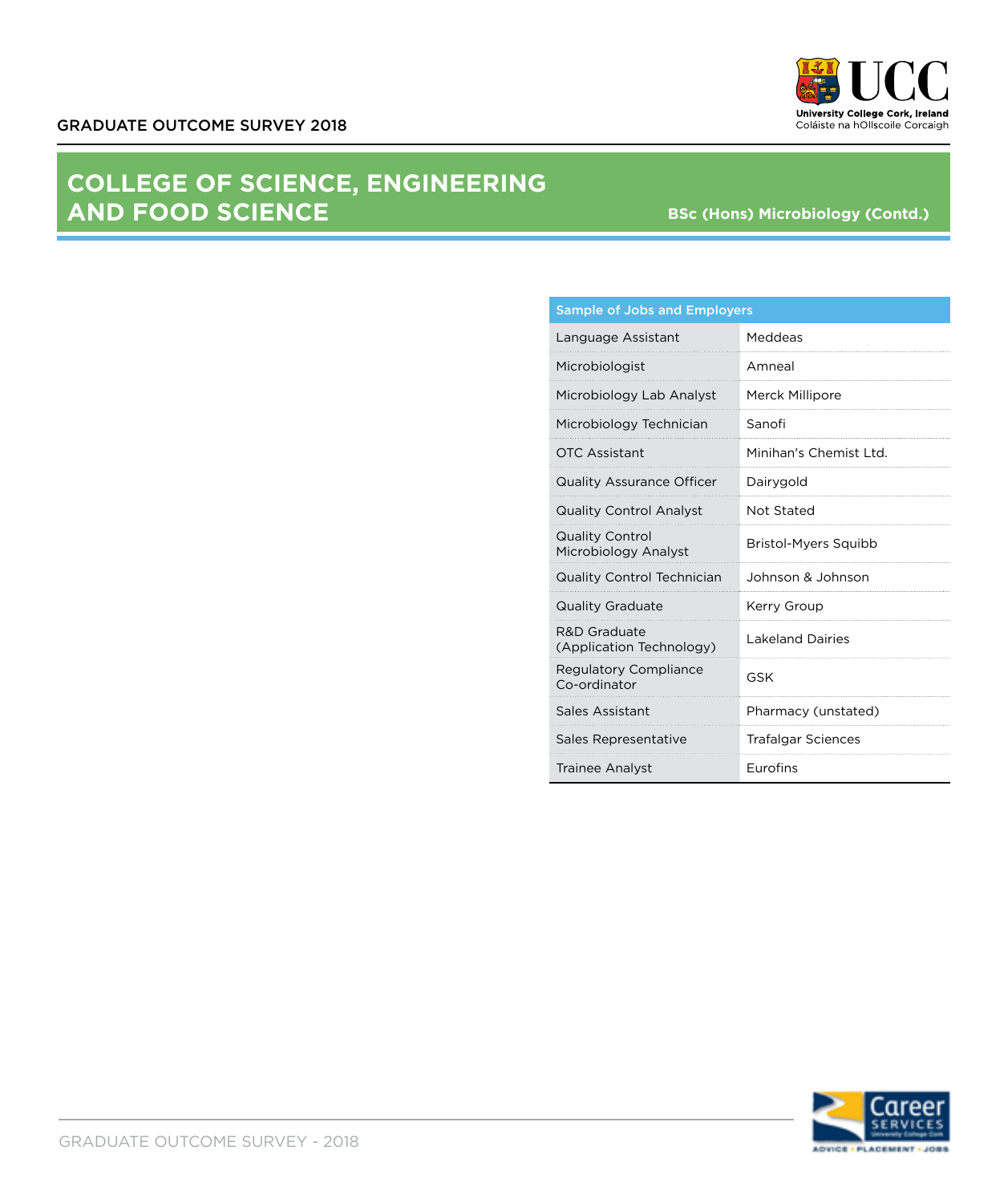# COLLEGE OF SCIENCE, ENGINEERING AND FOOD SCIENCE

## BSc (Hons) Microbiology (Contd.)

| Sample of Jobs and Employers | |
|---|---|
| Language Assistant | Meddeas |
| Microbiologist | Amneal |
| Microbiology Lab Analyst | Merck Millipore |
| Microbiology Technician | Sanofi |
| OTC Assistant | Minihan's Chemist Ltd. |
| Quality Assurance Officer | Dairygold |
| Quality Control Analyst | Not Stated |
| Quality Control Microbiology Analyst | Bristol-Myers Squibb |
| Quality Control Technician | Johnson & Johnson |
| Quality Graduate | Kerry Group |
| R&D Graduate (Application Technology) | Lakeland Dairies |
| Regulatory Compliance Co-ordinator | GSK |
| Sales Assistant | Pharmacy (unstated) |
| Sales Representative | Trafalgar Sciences |
| Trainee Analyst | Eurofins |